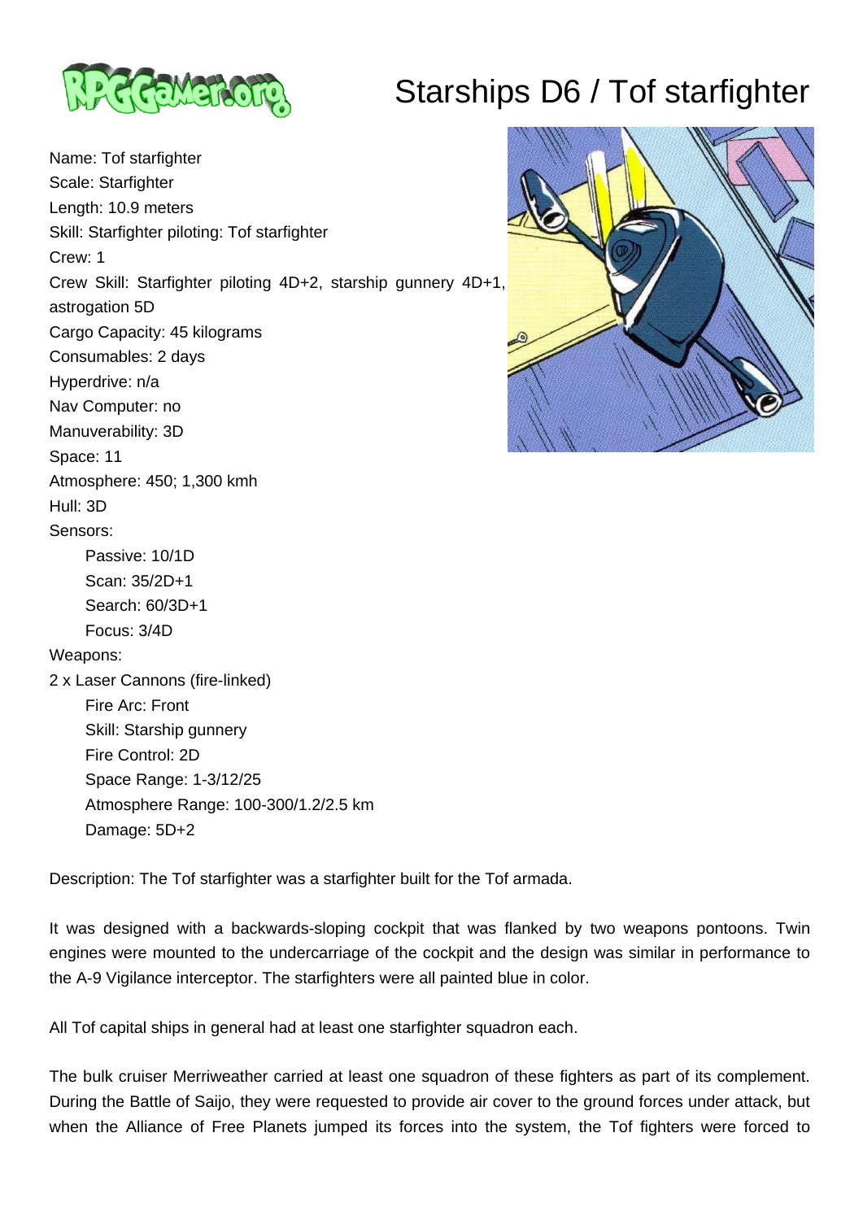# Starships D6 / Tof starfighter

Name: Tof starfighter
Scale: Starfighter
Length: 10.9 meters
Skill: Starfighter piloting: Tof starfighter
Crew: 1
Crew Skill: Starfighter piloting 4D+2, starship gunnery 4D+1, astrogation 5D
Cargo Capacity: 45 kilograms
Consumables: 2 days
Hyperdrive: n/a
Nav Computer: no
Manuverability: 3D
Space: 11
Atmosphere: 450; 1,300 kmh
Hull: 3D
Sensors:
- Passive: 10/1D
- Scan: 35/2D+1
- Search: 60/3D+1
- Focus: 3/4D

Weapons:

2 x Laser Cannons (fire-linked)
- Fire Arc: Front
- Skill: Starship gunnery
- Fire Control: 2D
- Space Range: 1-3/12/25
- Atmosphere Range: 100-300/1.2/2.5 km
- Damage: 5D+2

Description: The Tof starfighter was a starfighter built for the Tof armada.

It was designed with a backwards-sloping cockpit that was flanked by two weapons pontoons. Twin engines were mounted to the undercarriage of the cockpit and the design was similar in performance to the A-9 Vigilance interceptor. The starfighters were all painted blue in color.

All Tof capital ships in general had at least one starfighter squadron each.

The bulk cruiser Merriweather carried at least one squadron of these fighters as part of its complement. During the Battle of Saijo, they were requested to provide air cover to the ground forces under attack, but when the Alliance of Free Planets jumped its forces into the system, the Tof fighters were forced to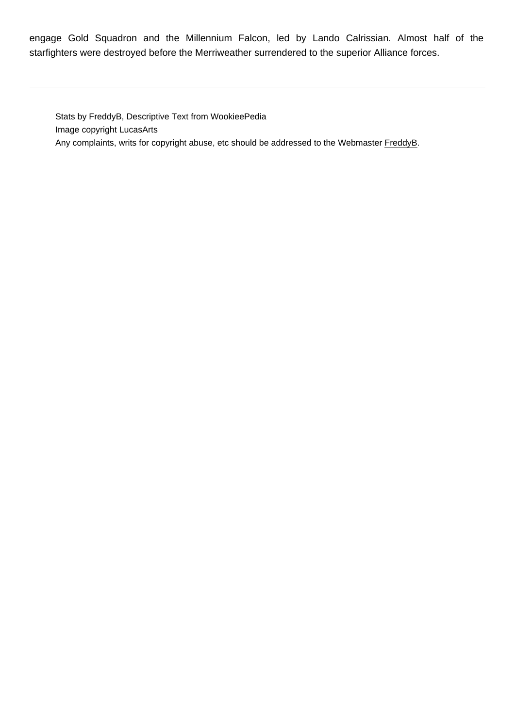engage Gold Squadron and the Millennium Falcon, led by Lando Calrissian. Almost half of the starfighters were destroyed before the Merriweather surrendered to the superior Alliance forces.

---

Stats by FreddyB, Descriptive Text from WookieePedia
Image copyright LucasArts
Any complaints, writs for copyright abuse, etc should be addressed to the Webmaster FreddyB.